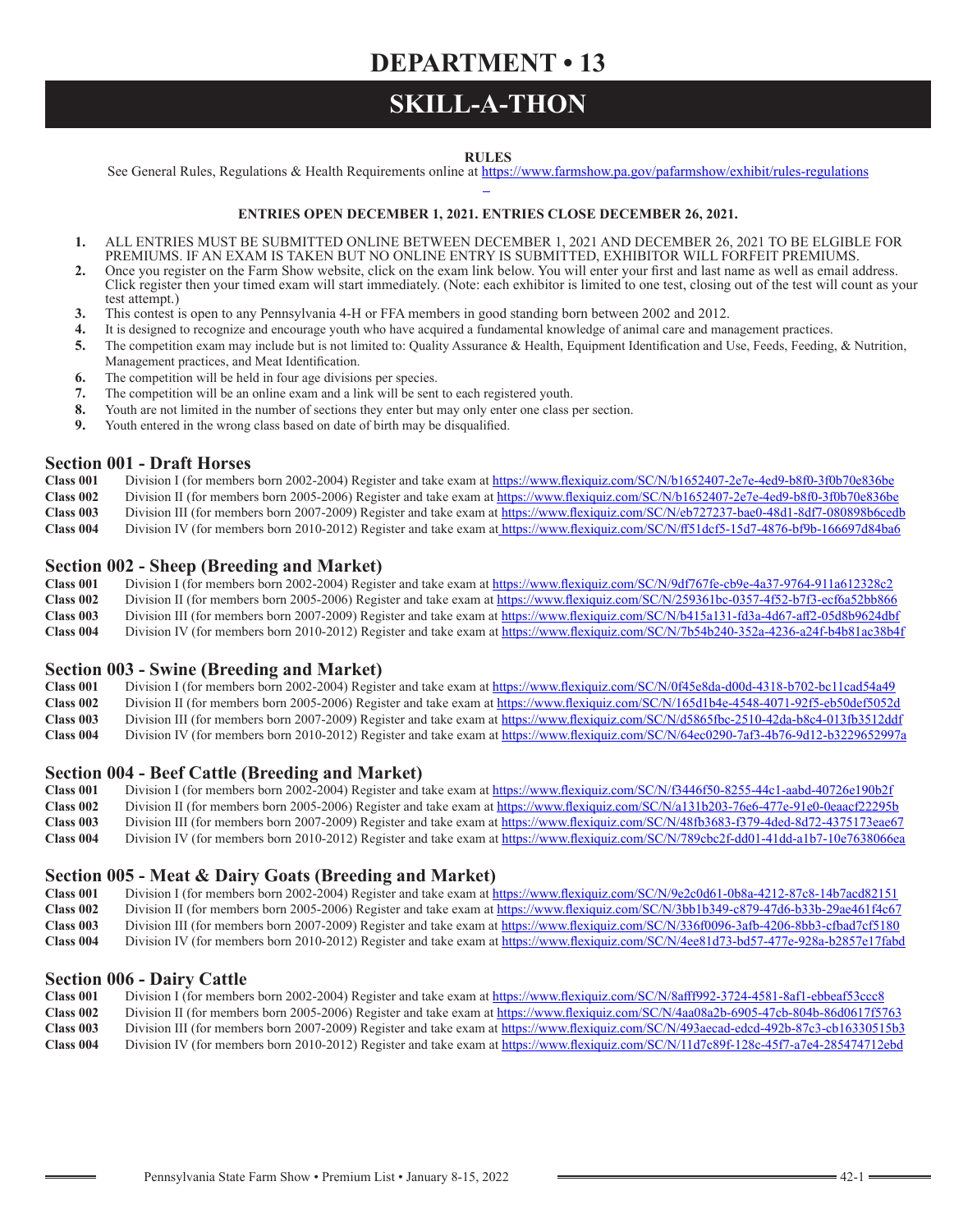# DEPARTMENT • 13

# SKILL-A-THON

**RULES**

See General Rules, Regulations & Health Requirements online at https://www.farmshow.pa.gov/pafarmshow/exhibit/rules-regulations

**ENTRIES OPEN DECEMBER 1, 2021. ENTRIES CLOSE DECEMBER 26, 2021.**

1. ALL ENTRIES MUST BE SUBMITTED ONLINE BETWEEN DECEMBER 1, 2021 AND DECEMBER 26, 2021 TO BE ELGIBLE FOR PREMIUMS. IF AN EXAM IS TAKEN BUT NO ONLINE ENTRY IS SUBMITTED, EXHIBITOR WILL FORFEIT PREMIUMS.
2. Once you register on the Farm Show website, click on the exam link below. You will enter your first and last name as well as email address. Click register then your timed exam will start immediately. (Note: each exhibitor is limited to one test, closing out of the test will count as your test attempt.)
3. This contest is open to any Pennsylvania 4-H or FFA members in good standing born between 2002 and 2012.
4. It is designed to recognize and encourage youth who have acquired a fundamental knowledge of animal care and management practices.
5. The competition exam may include but is not limited to: Quality Assurance & Health, Equipment Identification and Use, Feeds, Feeding, & Nutrition, Management practices, and Meat Identification.
6. The competition will be held in four age divisions per species.
7. The competition will be an online exam and a link will be sent to each registered youth.
8. Youth are not limited in the number of sections they enter but may only enter one class per section.
9. Youth entered in the wrong class based on date of birth may be disqualified.

## Section 001 - Draft Horses

**Class 001** Division I (for members born 2002-2004) Register and take exam at https://www.flexiquiz.com/SC/N/b1652407-2e7e-4ed9-b8f0-3f0b70e836be
**Class 002** Division II (for members born 2005-2006) Register and take exam at https://www.flexiquiz.com/SC/N/b1652407-2e7e-4ed9-b8f0-3f0b70e836be
**Class 003** Division III (for members born 2007-2009) Register and take exam at https://www.flexiquiz.com/SC/N/eb727237-bae0-48d1-8df7-080898b6cedb
**Class 004** Division IV (for members born 2010-2012) Register and take exam at https://www.flexiquiz.com/SC/N/ff51dcf5-15d7-4876-bf9b-166697d84ba6

## Section 002 - Sheep (Breeding and Market)

**Class 001** Division I (for members born 2002-2004) Register and take exam at https://www.flexiquiz.com/SC/N/9df767fe-cb9e-4a37-9764-911a612328c2
**Class 002** Division II (for members born 2005-2006) Register and take exam at https://www.flexiquiz.com/SC/N/259361bc-0357-4f52-b7f3-ecf6a52bb866
**Class 003** Division III (for members born 2007-2009) Register and take exam at https://www.flexiquiz.com/SC/N/b415a131-fd3a-4d67-aff2-05d8b9624dbf
**Class 004** Division IV (for members born 2010-2012) Register and take exam at https://www.flexiquiz.com/SC/N/7b54b240-352a-4236-a24f-b4b81ac38b4f

## Section 003 - Swine (Breeding and Market)

**Class 001** Division I (for members born 2002-2004) Register and take exam at https://www.flexiquiz.com/SC/N/0f45e8da-d00d-4318-b702-bc11cad54a49
**Class 002** Division II (for members born 2005-2006) Register and take exam at https://www.flexiquiz.com/SC/N/165d1b4e-4548-4071-92f5-eb50def5052d
**Class 003** Division III (for members born 2007-2009) Register and take exam at https://www.flexiquiz.com/SC/N/d5865fbc-2510-42da-b8c4-013fb3512ddf
**Class 004** Division IV (for members born 2010-2012) Register and take exam at https://www.flexiquiz.com/SC/N/64ec0290-7af3-4b76-9d12-b3229652997a

## Section 004 - Beef Cattle (Breeding and Market)

**Class 001** Division I (for members born 2002-2004) Register and take exam at https://www.flexiquiz.com/SC/N/f3446f50-8255-44c1-aabd-40726e190b2f
**Class 002** Division II (for members born 2005-2006) Register and take exam at https://www.flexiquiz.com/SC/N/a131b203-76e6-477e-91e0-0eaacf22295b
**Class 003** Division III (for members born 2007-2009) Register and take exam at https://www.flexiquiz.com/SC/N/48fb3683-f379-4ded-8d72-4375173eae67
**Class 004** Division IV (for members born 2010-2012) Register and take exam at https://www.flexiquiz.com/SC/N/789cbc2f-dd01-41dd-a1b7-10e7638066ea

## Section 005 - Meat & Dairy Goats (Breeding and Market)

**Class 001** Division I (for members born 2002-2004) Register and take exam at https://www.flexiquiz.com/SC/N/9e2c0d61-0b8a-4212-87c8-14b7acd82151
**Class 002** Division II (for members born 2005-2006) Register and take exam at https://www.flexiquiz.com/SC/N/3bb1b349-c879-47d6-b33b-29ae461f4c67
**Class 003** Division III (for members born 2007-2009) Register and take exam at https://www.flexiquiz.com/SC/N/336f0096-3afb-42da-8bb3-cfbad7cf5180
**Class 004** Division IV (for members born 2010-2012) Register and take exam at https://www.flexiquiz.com/SC/N/4ee81d73-bd57-477e-928a-b2857e17fabd

## Section 006 - Dairy Cattle

**Class 001** Division I (for members born 2002-2004) Register and take exam at https://www.flexiquiz.com/SC/N/8aff992-3724-4581-8af1-ebbeaf53ccc8
**Class 002** Division II (for members born 2005-2006) Register and take exam at https://www.flexiquiz.com/SC/N/4aa08a2b-6905-47cb-804b-86d0617f5763
**Class 003** Division III (for members born 2007-2009) Register and take exam at https://www.flexiquiz.com/SC/N/493aecad-edcd-492b-87c3-cb16330515b3
**Class 004** Division IV (for members born 2010-2012) Register and take exam at https://www.flexiquiz.com/SC/N/11d7c89f-128c-45f7-a7e4-285474712ebd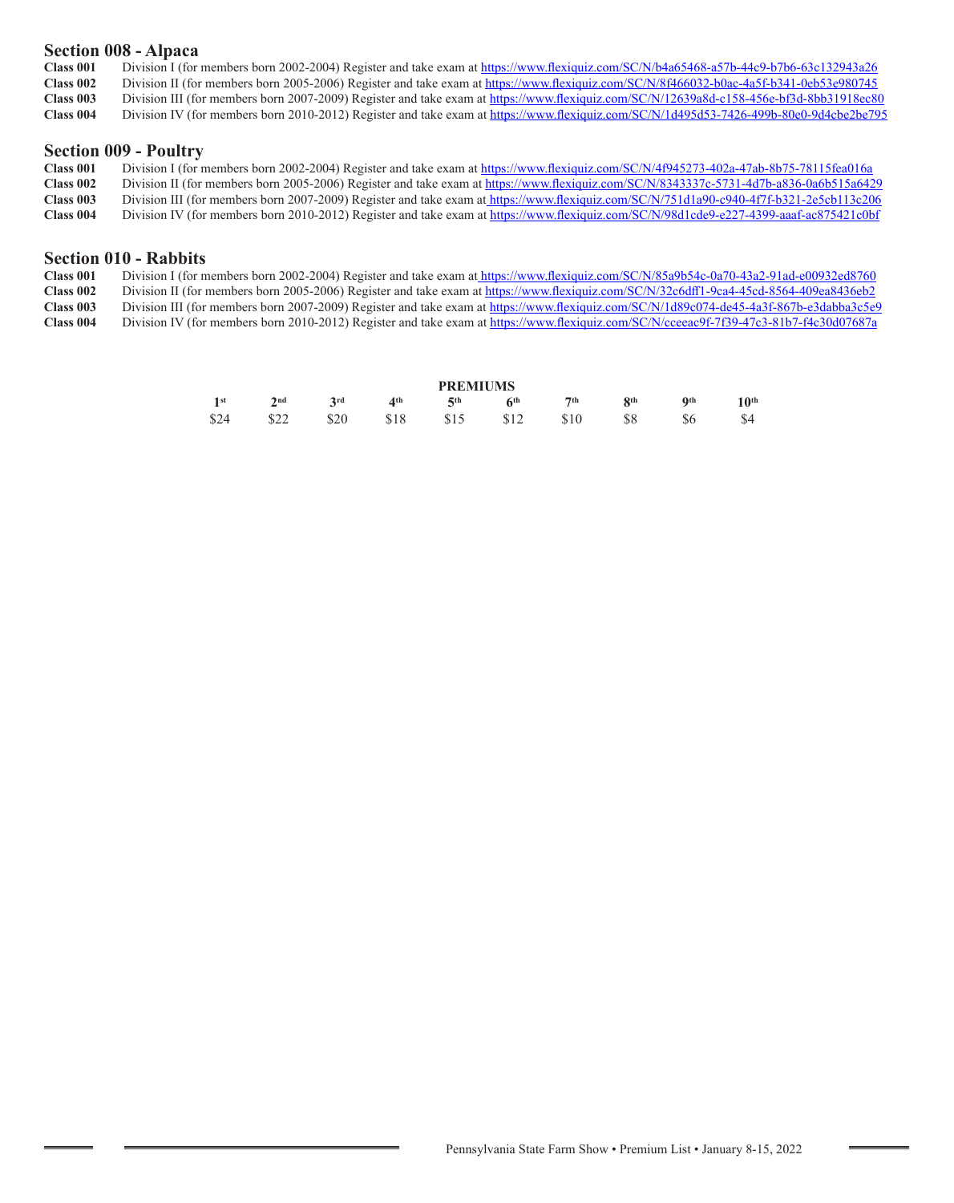## Section 008 - Alpaca

**Class 001** Division I (for members born 2002-2004) Register and take exam at https://www.flexiquiz.com/SC/N/b4a65468-a57b-44c9-b7b6-63c132943a26

**Class 002** Division II (for members born 2005-2006) Register and take exam at https://www.flexiquiz.com/SC/N/8f466032-b0ac-4a5f-b341-0eb53e980745

**Class 003** Division III (for members born 2007-2009) Register and take exam at https://www.flexiquiz.com/SC/N/12639a8d-c158-456e-bf3d-8bb31918ec80

**Class 004** Division IV (for members born 2010-2012) Register and take exam at https://www.flexiquiz.com/SC/N/1d495d53-7426-499b-80e0-9d4cbe2be795

## Section 009 - Poultry

**Class 001** Division I (for members born 2002-2004) Register and take exam at https://www.flexiquiz.com/SC/N/4f945273-402a-47ab-8b75-78115fea016a

**Class 002** Division II (for members born 2005-2006) Register and take exam at https://www.flexiquiz.com/SC/N/8343337c-5731-4d7b-a836-0a6b515a6429

**Class 003** Division III (for members born 2007-2009) Register and take exam at https://www.flexiquiz.com/SC/N/751d1a90-c940-4f7f-b321-2e5cb113c206

**Class 004** Division IV (for members born 2010-2012) Register and take exam at https://www.flexiquiz.com/SC/N/98d1cde9-e227-4399-aaaf-ac875421c0bf

## Section 010 - Rabbits

**Class 001** Division I (for members born 2002-2004) Register and take exam at https://www.flexiquiz.com/SC/N/85a9b54c-0a70-43a2-91ad-e00932ed8760

**Class 002** Division II (for members born 2005-2006) Register and take exam at https://www.flexiquiz.com/SC/N/32c6dff1-9ca4-45cd-8564-409ea8436eb2

**Class 003** Division III (for members born 2007-2009) Register and take exam at https://www.flexiquiz.com/SC/N/1d89c074-de45-4a3f-867b-e3dabba3c5e9

**Class 004** Division IV (for members born 2010-2012) Register and take exam at https://www.flexiquiz.com/SC/N/cceeac9f-7f39-47c3-81b7-f4c30d07687a

**PREMIUMS**

| 1st | 2nd | 3rd | 4th | 5th | 6th | 7th | 8th | 9th | 10th |
|---|---|---|---|---|---|---|---|---|---|
| $24 | $22 | $20 | $18 | $15 | $12 | $10 | $8 | $6 | $4 |